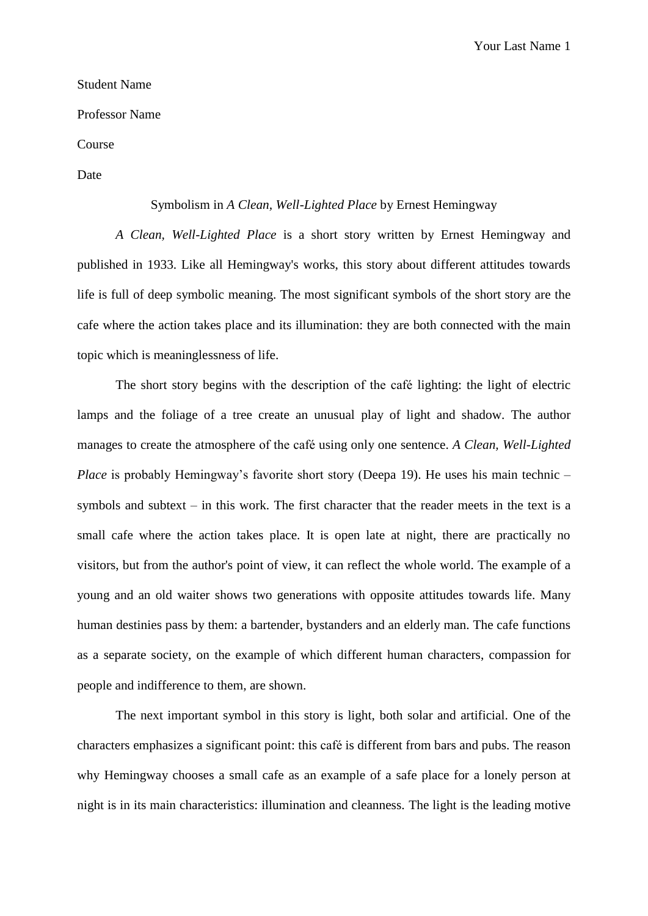Student Name

Professor Name

Course

Date

# Symbolism in *A Clean, Well-Lighted Place* by Ernest Hemingway

*A Clean, Well-Lighted Place* is a short story written by Ernest Hemingway and published in 1933. Like all Hemingway's works, this story about different attitudes towards life is full of deep symbolic meaning. The most significant symbols of the short story are the cafe where the action takes place and its illumination: they are both connected with the main topic which is meaninglessness of life.

The short story begins with the description of the café lighting: the light of electric lamps and the foliage of a tree create an unusual play of light and shadow. The author manages to create the atmosphere of the café using only one sentence. *A Clean, Well-Lighted Place* is probably Hemingway's favorite short story (Deepa 19). He uses his main technic – symbols and subtext – in this work. The first character that the reader meets in the text is a small cafe where the action takes place. It is open late at night, there are practically no visitors, but from the author's point of view, it can reflect the whole world. The example of a young and an old waiter shows two generations with opposite attitudes towards life. Many human destinies pass by them: a bartender, bystanders and an elderly man. The cafe functions as a separate society, on the example of which different human characters, compassion for people and indifference to them, are shown.

The next important symbol in this story is light, both solar and artificial. One of the characters emphasizes a significant point: this café is different from bars and pubs. The reason why Hemingway chooses a small cafe as an example of a safe place for a lonely person at night is in its main characteristics: illumination and cleanness. The light is the leading motive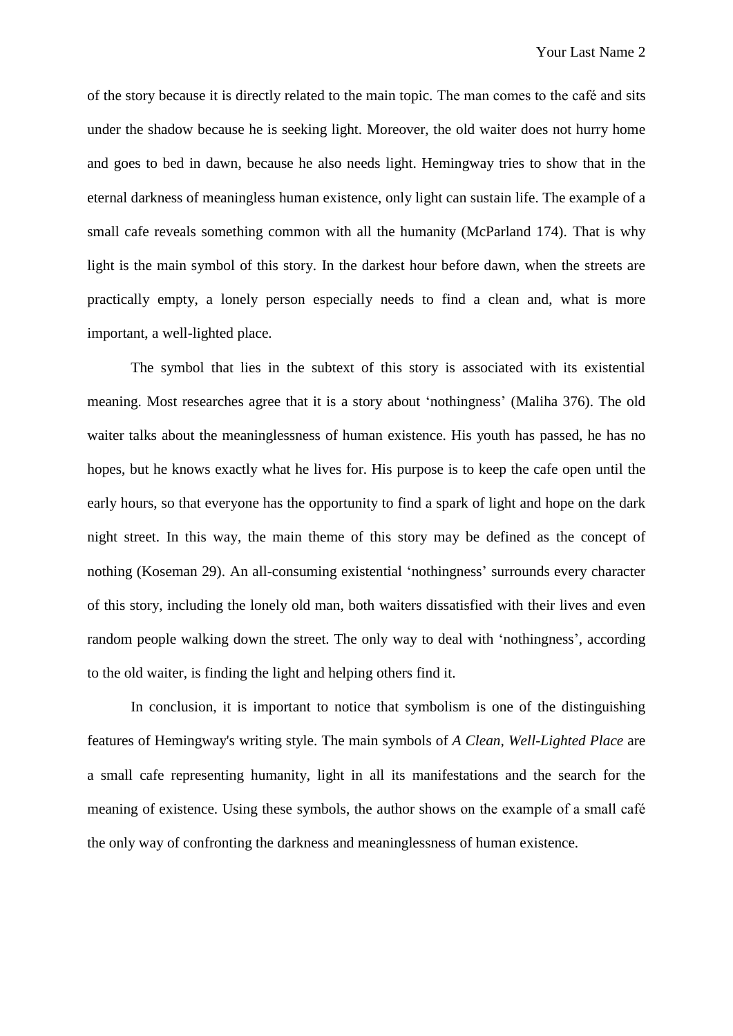of the story because it is directly related to the main topic. The man comes to the café and sits under the shadow because he is seeking light. Moreover, the old waiter does not hurry home and goes to bed in dawn, because he also needs light. Hemingway tries to show that in the eternal darkness of meaningless human existence, only light can sustain life. The example of a small cafe reveals something common with all the humanity (McParland 174). That is why light is the main symbol of this story. In the darkest hour before dawn, when the streets are practically empty, a lonely person especially needs to find a clean and, what is more important, a well-lighted place.

The symbol that lies in the subtext of this story is associated with its existential meaning. Most researches agree that it is a story about 'nothingness' (Maliha 376). The old waiter talks about the meaninglessness of human existence. His youth has passed, he has no hopes, but he knows exactly what he lives for. His purpose is to keep the cafe open until the early hours, so that everyone has the opportunity to find a spark of light and hope on the dark night street. In this way, the main theme of this story may be defined as the concept of nothing (Koseman 29). An all-consuming existential 'nothingness' surrounds every character of this story, including the lonely old man, both waiters dissatisfied with their lives and even random people walking down the street. The only way to deal with 'nothingness', according to the old waiter, is finding the light and helping others find it.

In conclusion, it is important to notice that symbolism is one of the distinguishing features of Hemingway's writing style. The main symbols of *A Clean, Well-Lighted Place* are a small cafe representing humanity, light in all its manifestations and the search for the meaning of existence. Using these symbols, the author shows on the example of a small café the only way of confronting the darkness and meaninglessness of human existence.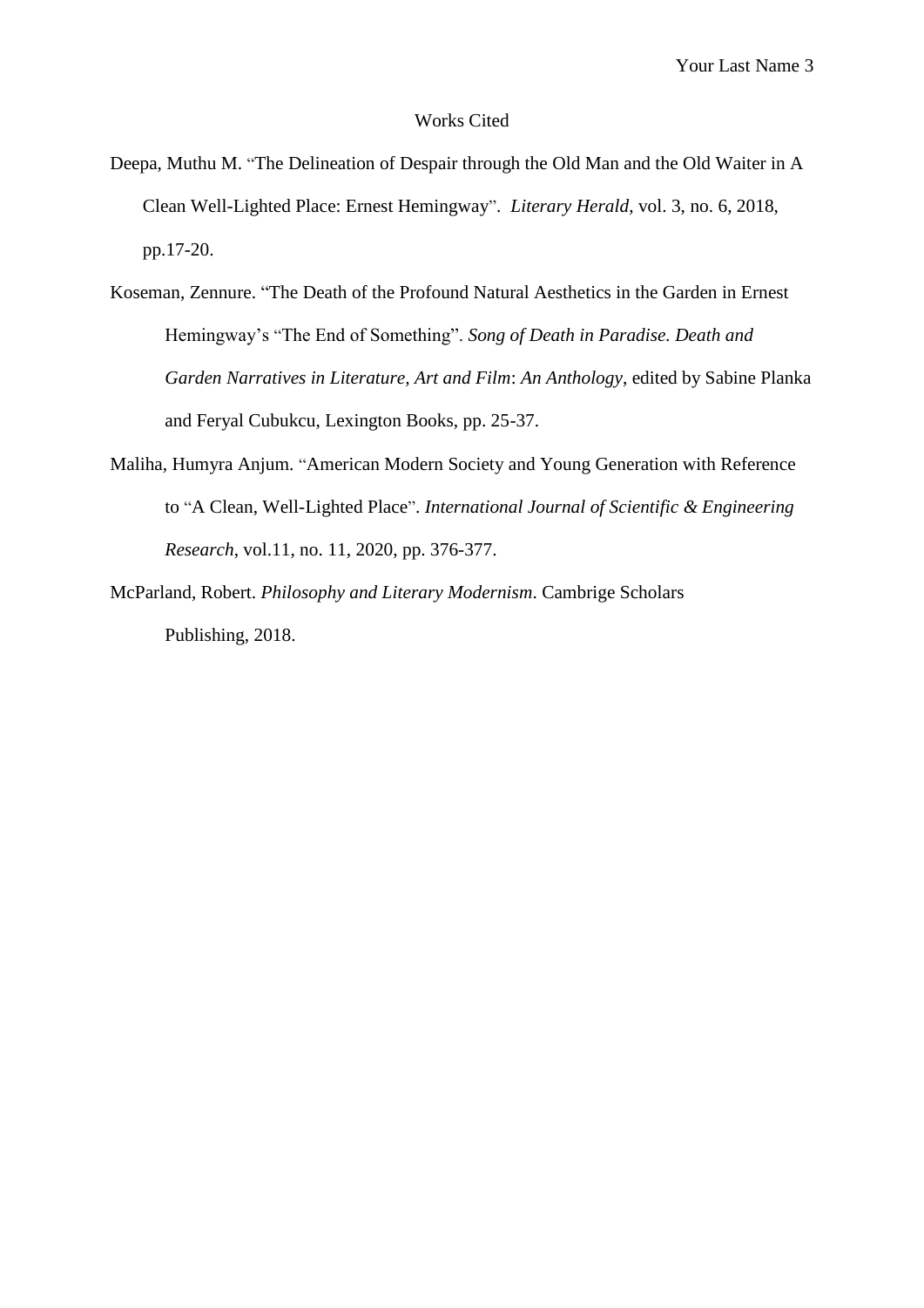# Works Cited

Deepa, Muthu M. "The Delineation of Despair through the Old Man and the Old Waiter in A Clean Well-Lighted Place: Ernest Hemingway". *Literary Herald*, vol. 3, no. 6, 2018, pp.17-20.

Koseman, Zennure. "The Death of the Profound Natural Aesthetics in the Garden in Ernest Hemingway's "The End of Something". *Song of Death in Paradise. Death and Garden Narratives in Literature, Art and Film*: *An Anthology*, edited by Sabine Planka and Feryal Cubukcu, Lexington Books, pp. 25-37.

Maliha, Humyra Anjum. "American Modern Society and Young Generation with Reference to "A Clean, Well-Lighted Place". *International Journal of Scientific & Engineering Research*, vol.11, no. 11, 2020, pp. 376-377.

McParland, Robert. *Philosophy and Literary Modernism*. Cambrige Scholars Publishing, 2018.